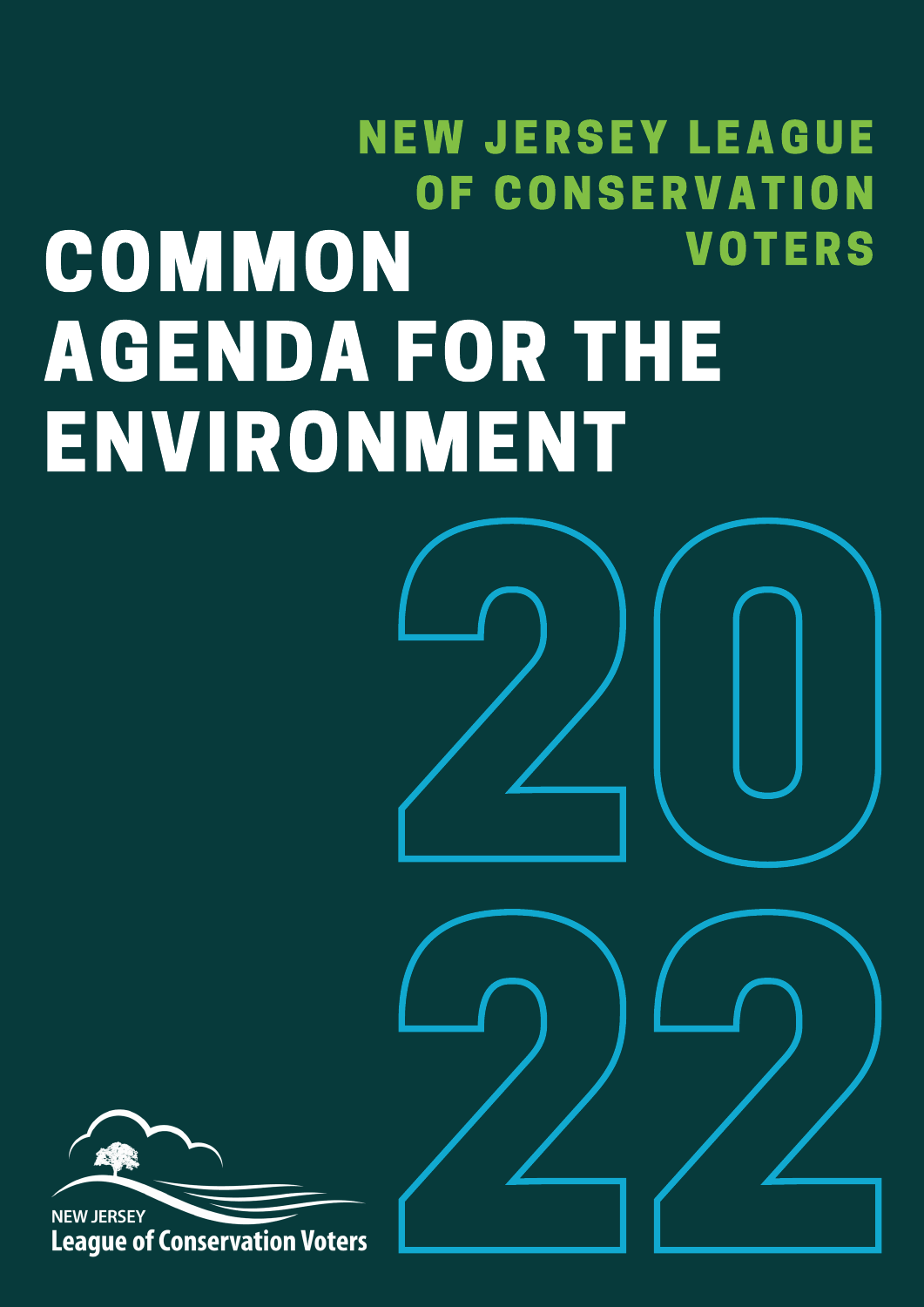NEW JERSEY LEAGUE OF CONSERVATION VOTERS

# COMMON AGENDA FOR THE ENVIRONMENT

2022

NEW JERSEY
League of Conservation Voters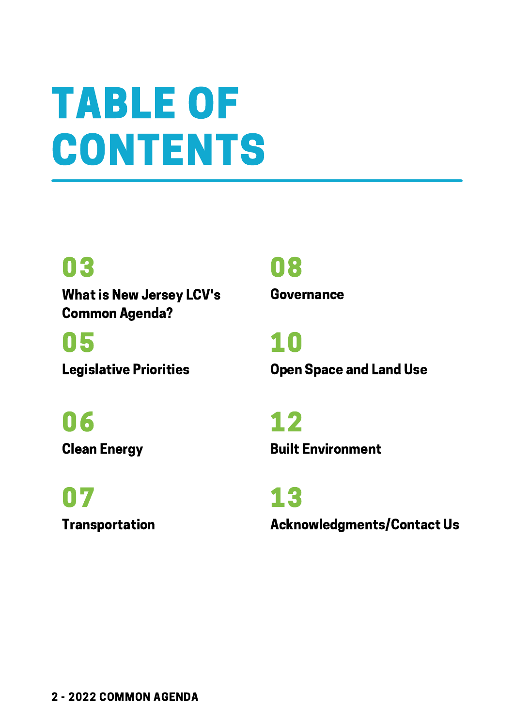# TABLE OF CONTENTS

**03**
**What is New Jersey LCV's Common Agenda?**

**05**
**Legislative Priorities**

**06**
**Clean Energy**

**07**
**Transportation**

**08**
**Governance**

**10**
**Open Space and Land Use**

**12**
**Built Environment**

**13**
**Acknowledgments/Contact Us**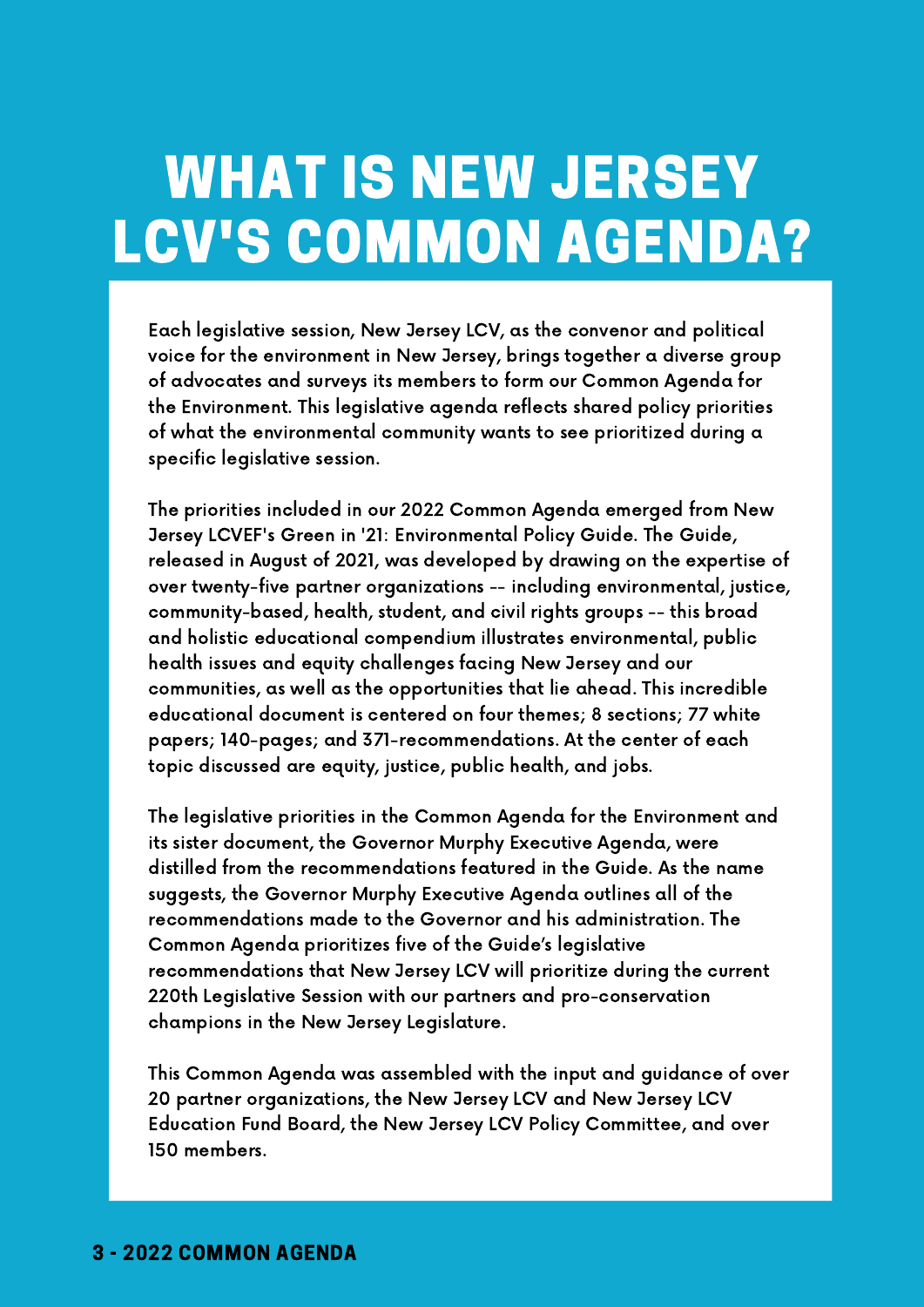# WHAT IS NEW JERSEY LCV'S COMMON AGENDA?

Each legislative session, New Jersey LCV, as the convenor and political voice for the environment in New Jersey, brings together a diverse group of advocates and surveys its members to form our Common Agenda for the Environment. This legislative agenda reflects shared policy priorities of what the environmental community wants to see prioritized during a specific legislative session.

The priorities included in our 2022 Common Agenda emerged from New Jersey LCVEF's Green in '21: Environmental Policy Guide. The Guide, released in August of 2021, was developed by drawing on the expertise of over twenty-five partner organizations -- including environmental, justice, community-based, health, student, and civil rights groups -- this broad and holistic educational compendium illustrates environmental, public health issues and equity challenges facing New Jersey and our communities, as well as the opportunities that lie ahead. This incredible educational document is centered on four themes; 8 sections; 77 white papers; 140-pages; and 371-recommendations. At the center of each topic discussed are equity, justice, public health, and jobs.

The legislative priorities in the Common Agenda for the Environment and its sister document, the Governor Murphy Executive Agenda, were distilled from the recommendations featured in the Guide. As the name suggests, the Governor Murphy Executive Agenda outlines all of the recommendations made to the Governor and his administration. The Common Agenda prioritizes five of the Guide's legislative recommendations that New Jersey LCV will prioritize during the current 220th Legislative Session with our partners and pro-conservation champions in the New Jersey Legislature.

This Common Agenda was assembled with the input and guidance of over 20 partner organizations, the New Jersey LCV and New Jersey LCV Education Fund Board, the New Jersey LCV Policy Committee, and over 150 members.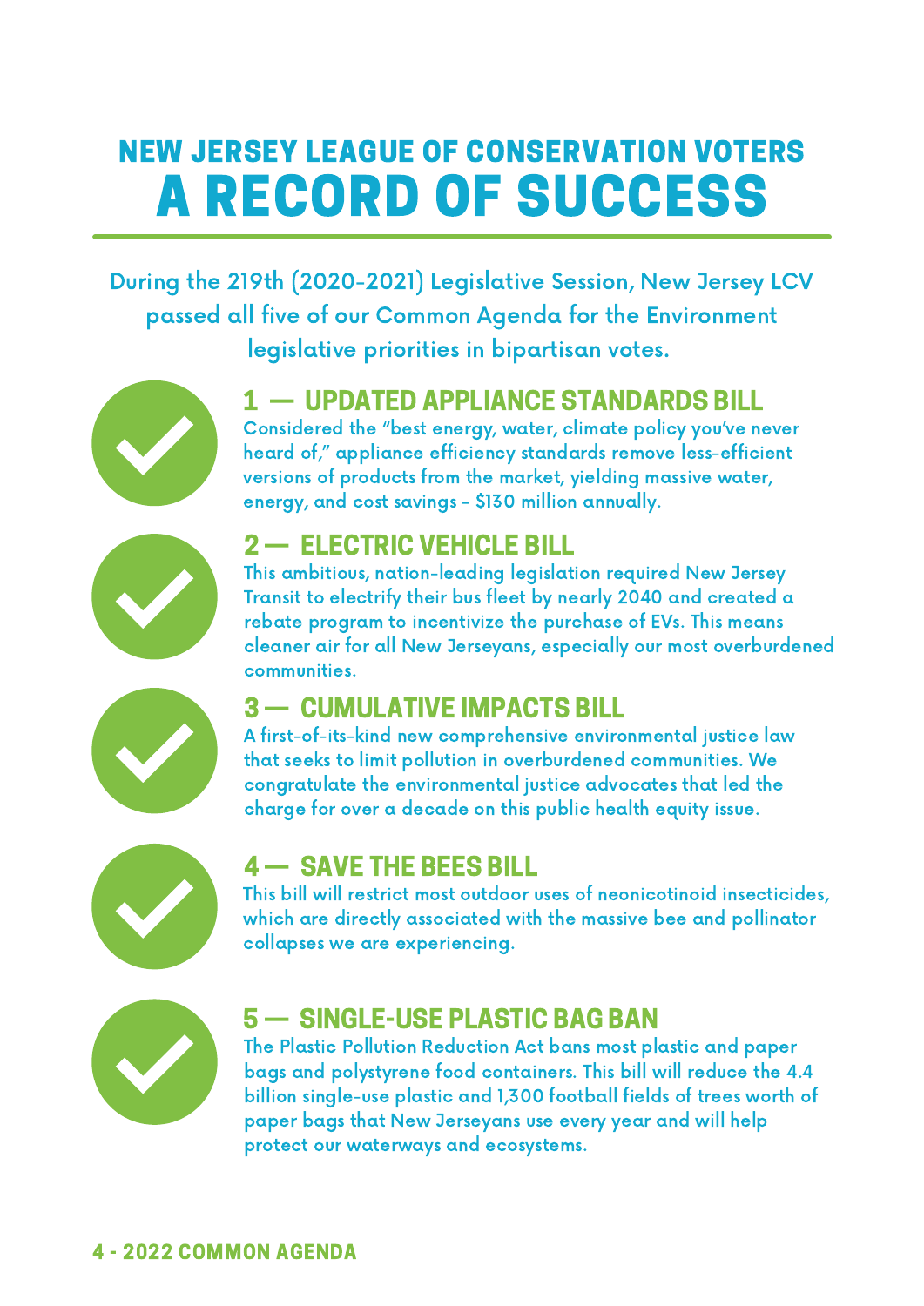## NEW JERSEY LEAGUE OF CONSERVATION VOTERS

# A RECORD OF SUCCESS

During the 219th (2020-2021) Legislative Session, New Jersey LCV passed all five of our Common Agenda for the Environment legislative priorities in bipartisan votes.

### 1 — UPDATED APPLIANCE STANDARDS BILL

Considered the "best energy, water, climate policy you've never heard of," appliance efficiency standards remove less-efficient versions of products from the market, yielding massive water, energy, and cost savings - $130 million annually.

### 2 — ELECTRIC VEHICLE BILL

This ambitious, nation-leading legislation required New Jersey Transit to electrify their bus fleet by nearly 2040 and created a rebate program to incentivize the purchase of EVs. This means cleaner air for all New Jerseyans, especially our most overburdened communities.

### 3 — CUMULATIVE IMPACTS BILL

A first-of-its-kind new comprehensive environmental justice law that seeks to limit pollution in overburdened communities. We congratulate the environmental justice advocates that led the charge for over a decade on this public health equity issue.

### 4 — SAVE THE BEES BILL

This bill will restrict most outdoor uses of neonicotinoid insecticides, which are directly associated with the massive bee and pollinator collapses we are experiencing.

### 5 — SINGLE-USE PLASTIC BAG BAN

The Plastic Pollution Reduction Act bans most plastic and paper bags and polystyrene food containers. This bill will reduce the 4.4 billion single-use plastic and 1,300 football fields of trees worth of paper bags that New Jerseyans use every year and will help protect our waterways and ecosystems.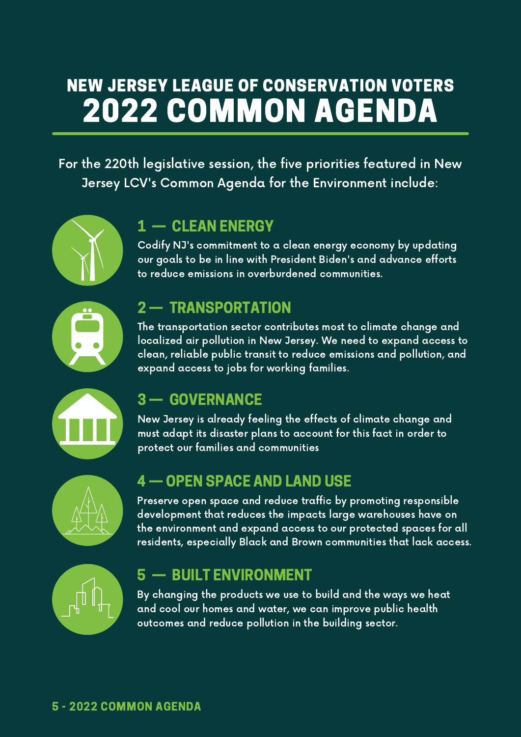# NEW JERSEY LEAGUE OF CONSERVATION VOTERS 2022 COMMON AGENDA

For the 220th legislative session, the five priorities featured in New Jersey LCV's Common Agenda for the Environment include:

## 1 — CLEAN ENERGY

Codify NJ's commitment to a clean energy economy by updating our goals to be in line with President Biden's and advance efforts to reduce emissions in overburdened communities.

## 2 — TRANSPORTATION

The transportation sector contributes most to climate change and localized air pollution in New Jersey. We need to expand access to clean, reliable public transit to reduce emissions and pollution, and expand access to jobs for working families.

## 3 — GOVERNANCE

New Jersey is already feeling the effects of climate change and must adapt its disaster plans to account for this fact in order to protect our families and communities

## 4 — OPEN SPACE AND LAND USE

Preserve open space and reduce traffic by promoting responsible development that reduces the impacts large warehouses have on the environment and expand access to our protected spaces for all residents, especially Black and Brown communities that lack access.

## 5 — BUILT ENVIRONMENT

By changing the products we use to build and the ways we heat and cool our homes and water, we can improve public health outcomes and reduce pollution in the building sector.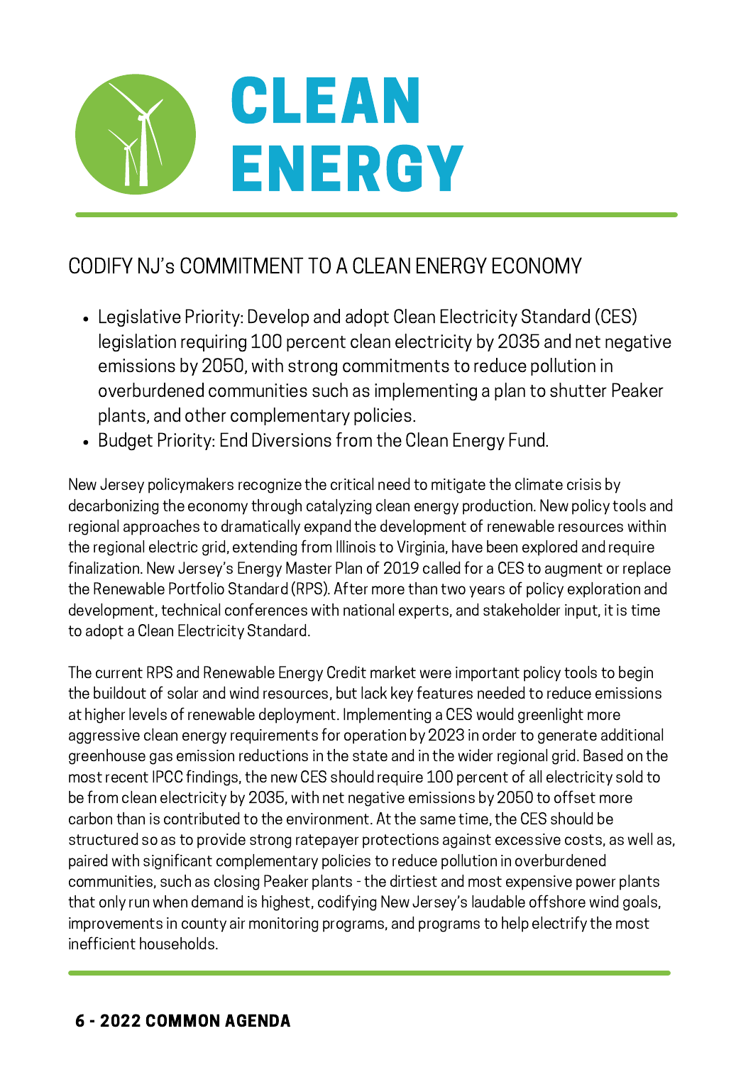# CLEAN ENERGY

## CODIFY NJ's COMMITMENT TO A CLEAN ENERGY ECONOMY

- Legislative Priority: Develop and adopt Clean Electricity Standard (CES) legislation requiring 100 percent clean electricity by 2035 and net negative emissions by 2050, with strong commitments to reduce pollution in overburdened communities such as implementing a plan to shutter Peaker plants, and other complementary policies.
- Budget Priority: End Diversions from the Clean Energy Fund.

New Jersey policymakers recognize the critical need to mitigate the climate crisis by decarbonizing the economy through catalyzing clean energy production. New policy tools and regional approaches to dramatically expand the development of renewable resources within the regional electric grid, extending from Illinois to Virginia, have been explored and require finalization. New Jersey's Energy Master Plan of 2019 called for a CES to augment or replace the Renewable Portfolio Standard (RPS). After more than two years of policy exploration and development, technical conferences with national experts, and stakeholder input, it is time to adopt a Clean Electricity Standard.

The current RPS and Renewable Energy Credit market were important policy tools to begin the buildout of solar and wind resources, but lack key features needed to reduce emissions at higher levels of renewable deployment. Implementing a CES would greenlight more aggressive clean energy requirements for operation by 2023 in order to generate additional greenhouse gas emission reductions in the state and in the wider regional grid. Based on the most recent IPCC findings, the new CES should require 100 percent of all electricity sold to be from clean electricity by 2035, with net negative emissions by 2050 to offset more carbon than is contributed to the environment. At the same time, the CES should be structured so as to provide strong ratepayer protections against excessive costs, as well as, paired with significant complementary policies to reduce pollution in overburdened communities, such as closing Peaker plants - the dirtiest and most expensive power plants that only run when demand is highest, codifying New Jersey's laudable offshore wind goals, improvements in county air monitoring programs, and programs to help electrify the most inefficient households.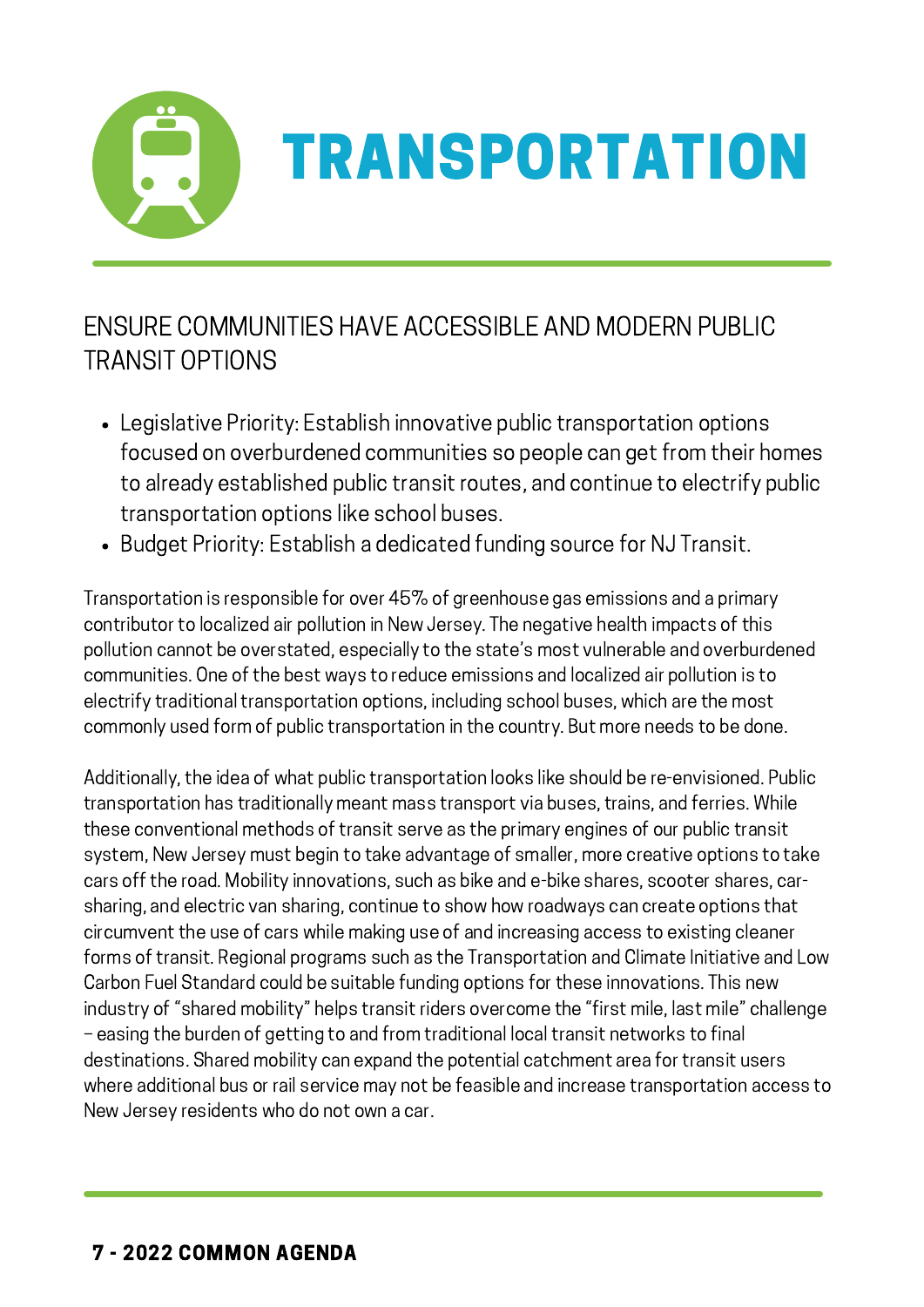# TRANSPORTATION

## ENSURE COMMUNITIES HAVE ACCESSIBLE AND MODERN PUBLIC TRANSIT OPTIONS

- Legislative Priority: Establish innovative public transportation options focused on overburdened communities so people can get from their homes to already established public transit routes, and continue to electrify public transportation options like school buses.
- Budget Priority: Establish a dedicated funding source for NJ Transit.

Transportation is responsible for over 45% of greenhouse gas emissions and a primary contributor to localized air pollution in New Jersey. The negative health impacts of this pollution cannot be overstated, especially to the state's most vulnerable and overburdened communities. One of the best ways to reduce emissions and localized air pollution is to electrify traditional transportation options, including school buses, which are the most commonly used form of public transportation in the country. But more needs to be done.

Additionally, the idea of what public transportation looks like should be re-envisioned. Public transportation has traditionally meant mass transport via buses, trains, and ferries. While these conventional methods of transit serve as the primary engines of our public transit system, New Jersey must begin to take advantage of smaller, more creative options to take cars off the road. Mobility innovations, such as bike and e-bike shares, scooter shares, car-sharing, and electric van sharing, continue to show how roadways can create options that circumvent the use of cars while making use of and increasing access to existing cleaner forms of transit. Regional programs such as the Transportation and Climate Initiative and Low Carbon Fuel Standard could be suitable funding options for these innovations. This new industry of "shared mobility" helps transit riders overcome the "first mile, last mile" challenge – easing the burden of getting to and from traditional local transit networks to final destinations. Shared mobility can expand the potential catchment area for transit users where additional bus or rail service may not be feasible and increase transportation access to New Jersey residents who do not own a car.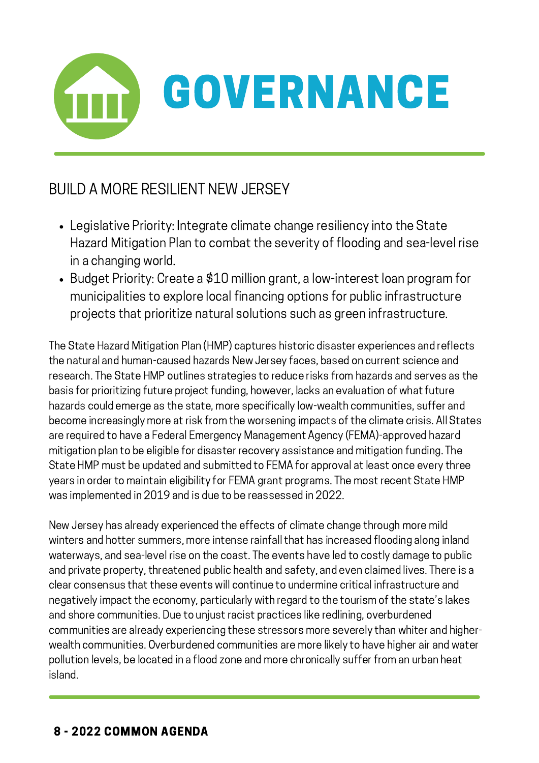# GOVERNANCE

## BUILD A MORE RESILIENT NEW JERSEY

- Legislative Priority: Integrate climate change resiliency into the State Hazard Mitigation Plan to combat the severity of flooding and sea-level rise in a changing world.
- Budget Priority: Create a $10 million grant, a low-interest loan program for municipalities to explore local financing options for public infrastructure projects that prioritize natural solutions such as green infrastructure.

The State Hazard Mitigation Plan (HMP) captures historic disaster experiences and reflects the natural and human-caused hazards New Jersey faces, based on current science and research. The State HMP outlines strategies to reduce risks from hazards and serves as the basis for prioritizing future project funding, however, lacks an evaluation of what future hazards could emerge as the state, more specifically low-wealth communities, suffer and become increasingly more at risk from the worsening impacts of the climate crisis. All States are required to have a Federal Emergency Management Agency (FEMA)-approved hazard mitigation plan to be eligible for disaster recovery assistance and mitigation funding. The State HMP must be updated and submitted to FEMA for approval at least once every three years in order to maintain eligibility for FEMA grant programs. The most recent State HMP was implemented in 2019 and is due to be reassessed in 2022.

New Jersey has already experienced the effects of climate change through more mild winters and hotter summers, more intense rainfall that has increased flooding along inland waterways, and sea-level rise on the coast. The events have led to costly damage to public and private property, threatened public health and safety, and even claimed lives. There is a clear consensus that these events will continue to undermine critical infrastructure and negatively impact the economy, particularly with regard to the tourism of the state's lakes and shore communities. Due to unjust racist practices like redlining, overburdened communities are already experiencing these stressors more severely than whiter and higher-wealth communities. Overburdened communities are more likely to have higher air and water pollution levels, be located in a flood zone and more chronically suffer from an urban heat island.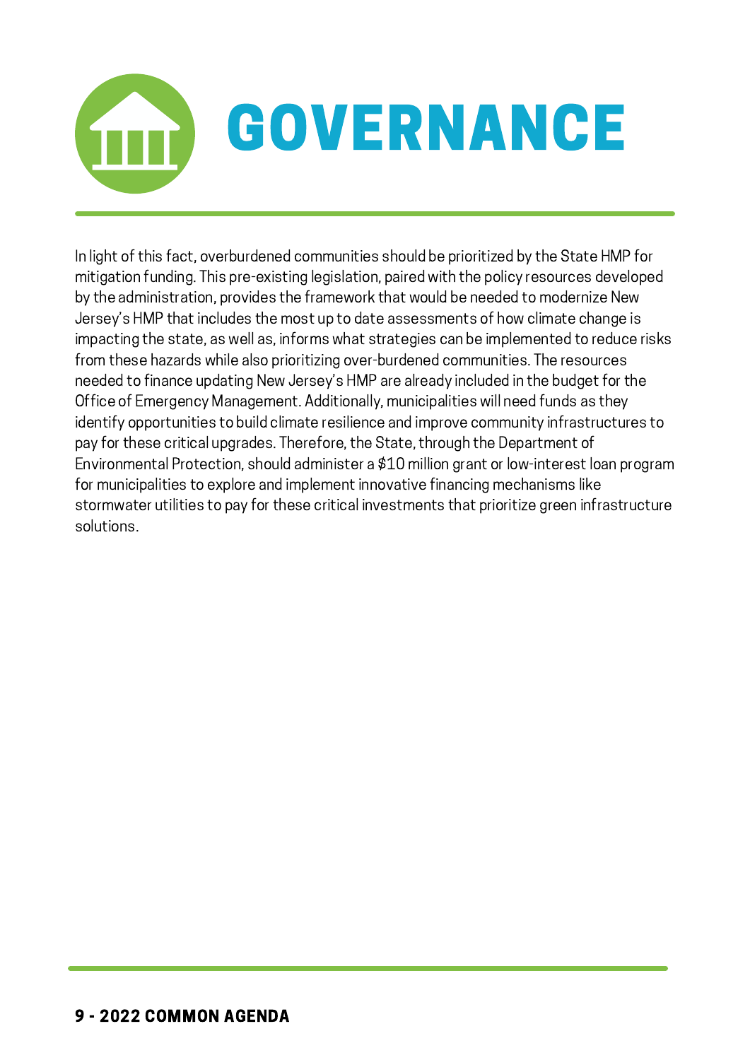# GOVERNANCE

In light of this fact, overburdened communities should be prioritized by the State HMP for mitigation funding. This pre-existing legislation, paired with the policy resources developed by the administration, provides the framework that would be needed to modernize New Jersey's HMP that includes the most up to date assessments of how climate change is impacting the state, as well as, informs what strategies can be implemented to reduce risks from these hazards while also prioritizing over-burdened communities. The resources needed to finance updating New Jersey's HMP are already included in the budget for the Office of Emergency Management. Additionally, municipalities will need funds as they identify opportunities to build climate resilience and improve community infrastructures to pay for these critical upgrades. Therefore, the State, through the Department of Environmental Protection, should administer a $10 million grant or low-interest loan program for municipalities to explore and implement innovative financing mechanisms like stormwater utilities to pay for these critical investments that prioritize green infrastructure solutions.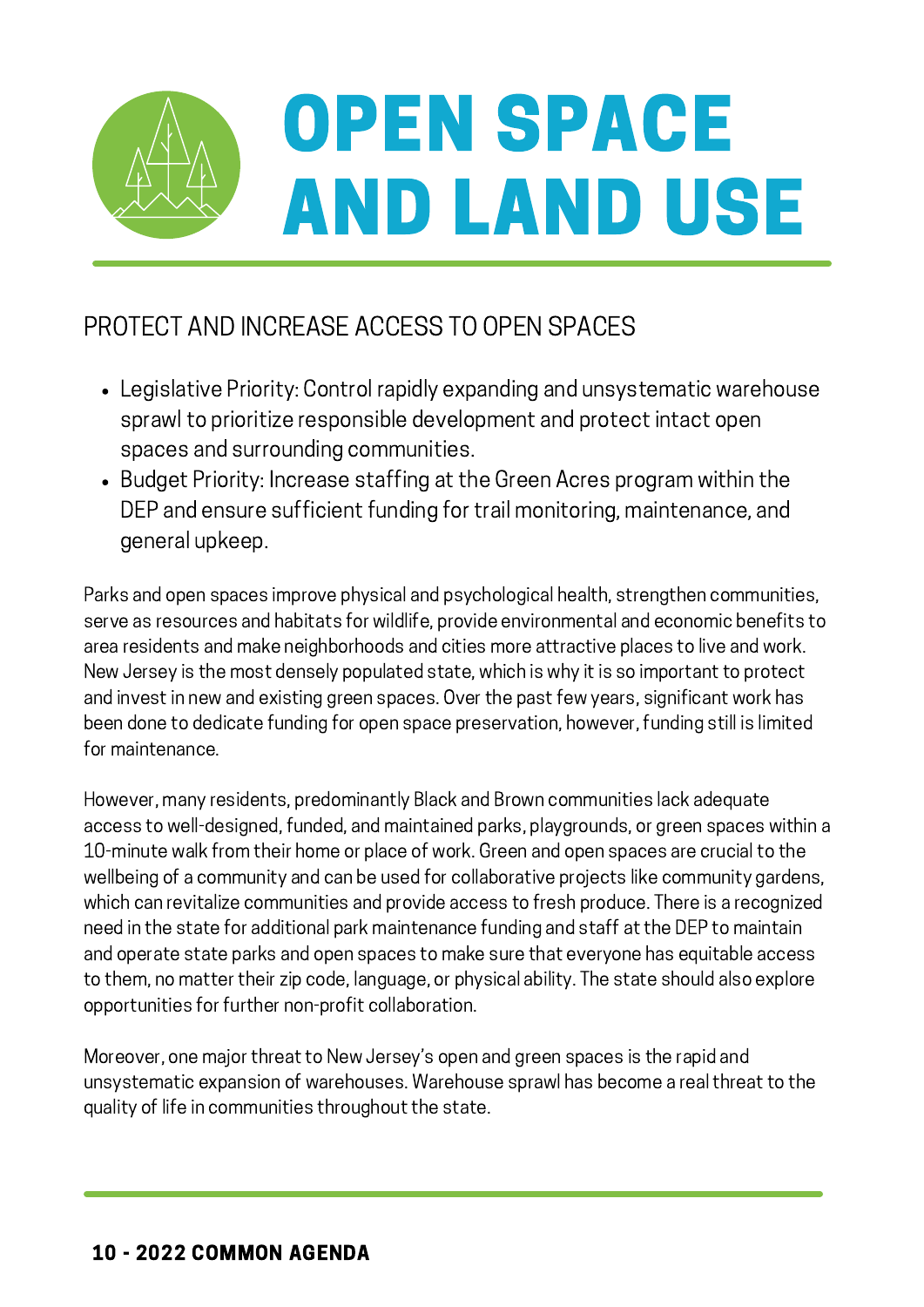# OPEN SPACE AND LAND USE

## PROTECT AND INCREASE ACCESS TO OPEN SPACES

- Legislative Priority: Control rapidly expanding and unsystematic warehouse sprawl to prioritize responsible development and protect intact open spaces and surrounding communities.
- Budget Priority: Increase staffing at the Green Acres program within the DEP and ensure sufficient funding for trail monitoring, maintenance, and general upkeep.

Parks and open spaces improve physical and psychological health, strengthen communities, serve as resources and habitats for wildlife, provide environmental and economic benefits to area residents and make neighborhoods and cities more attractive places to live and work. New Jersey is the most densely populated state, which is why it is so important to protect and invest in new and existing green spaces. Over the past few years, significant work has been done to dedicate funding for open space preservation, however, funding still is limited for maintenance.

However, many residents, predominantly Black and Brown communities lack adequate access to well-designed, funded, and maintained parks, playgrounds, or green spaces within a 10-minute walk from their home or place of work. Green and open spaces are crucial to the wellbeing of a community and can be used for collaborative projects like community gardens, which can revitalize communities and provide access to fresh produce. There is a recognized need in the state for additional park maintenance funding and staff at the DEP to maintain and operate state parks and open spaces to make sure that everyone has equitable access to them, no matter their zip code, language, or physical ability. The state should also explore opportunities for further non-profit collaboration.

Moreover, one major threat to New Jersey's open and green spaces is the rapid and unsystematic expansion of warehouses. Warehouse sprawl has become a real threat to the quality of life in communities throughout the state.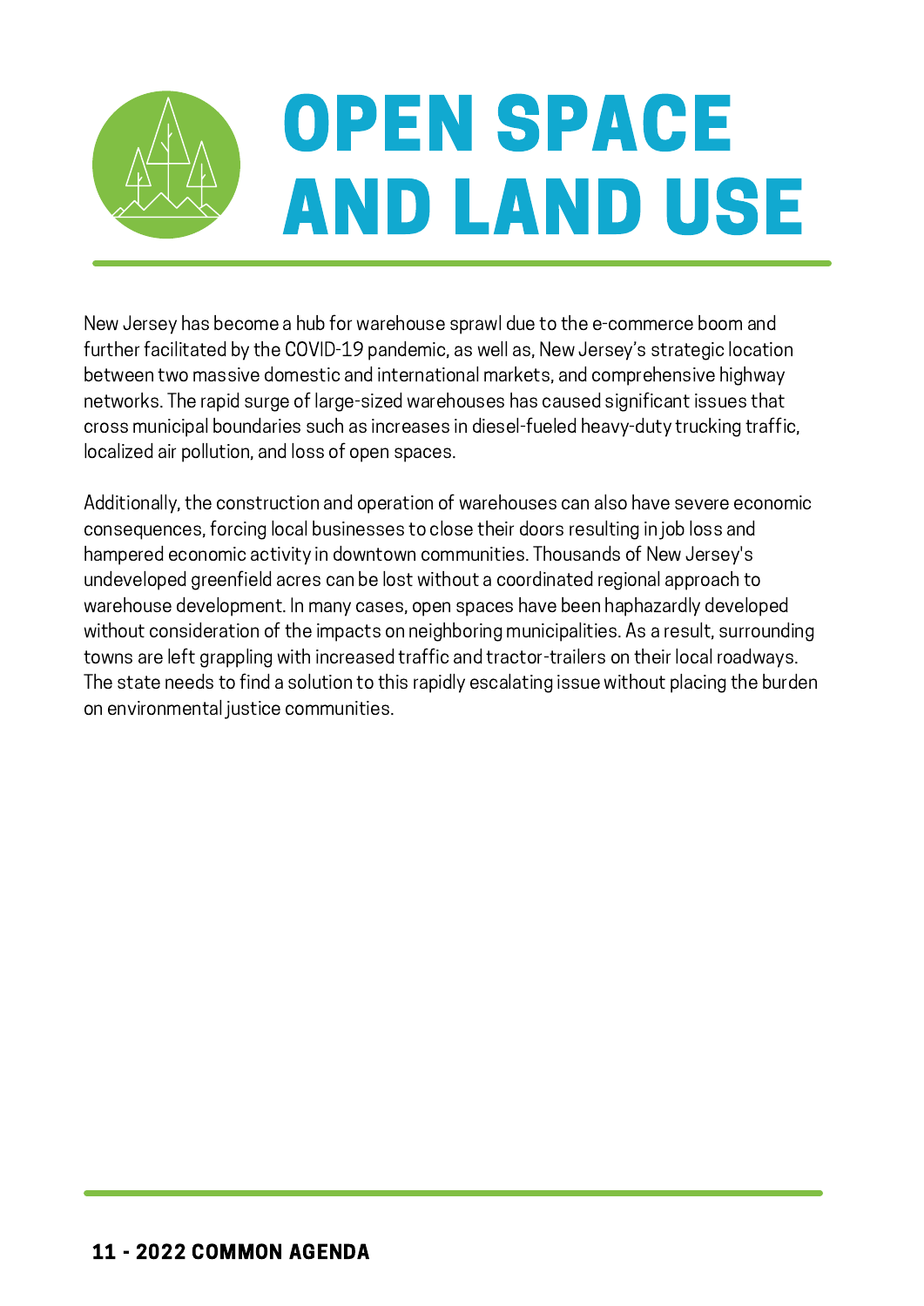# OPEN SPACE AND LAND USE

New Jersey has become a hub for warehouse sprawl due to the e-commerce boom and further facilitated by the COVID-19 pandemic, as well as, New Jersey's strategic location between two massive domestic and international markets, and comprehensive highway networks. The rapid surge of large-sized warehouses has caused significant issues that cross municipal boundaries such as increases in diesel-fueled heavy-duty trucking traffic, localized air pollution, and loss of open spaces.

Additionally, the construction and operation of warehouses can also have severe economic consequences, forcing local businesses to close their doors resulting in job loss and hampered economic activity in downtown communities. Thousands of New Jersey's undeveloped greenfield acres can be lost without a coordinated regional approach to warehouse development. In many cases, open spaces have been haphazardly developed without consideration of the impacts on neighboring municipalities. As a result, surrounding towns are left grappling with increased traffic and tractor-trailers on their local roadways. The state needs to find a solution to this rapidly escalating issue without placing the burden on environmental justice communities.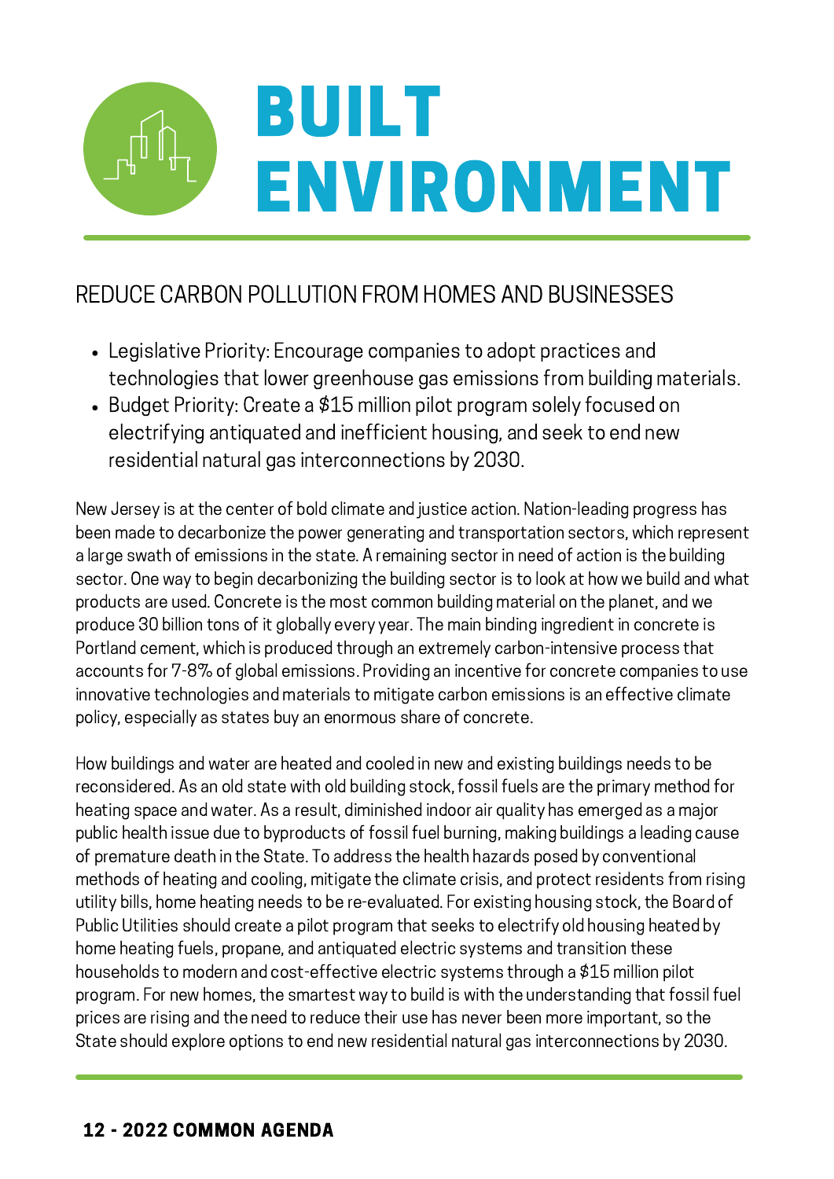# BUILT ENVIRONMENT

## REDUCE CARBON POLLUTION FROM HOMES AND BUSINESSES

- Legislative Priority: Encourage companies to adopt practices and technologies that lower greenhouse gas emissions from building materials.
- Budget Priority: Create a $15 million pilot program solely focused on electrifying antiquated and inefficient housing, and seek to end new residential natural gas interconnections by 2030.

New Jersey is at the center of bold climate and justice action. Nation-leading progress has been made to decarbonize the power generating and transportation sectors, which represent a large swath of emissions in the state. A remaining sector in need of action is the building sector. One way to begin decarbonizing the building sector is to look at how we build and what products are used. Concrete is the most common building material on the planet, and we produce 30 billion tons of it globally every year. The main binding ingredient in concrete is Portland cement, which is produced through an extremely carbon-intensive process that accounts for 7-8% of global emissions. Providing an incentive for concrete companies to use innovative technologies and materials to mitigate carbon emissions is an effective climate policy, especially as states buy an enormous share of concrete.

How buildings and water are heated and cooled in new and existing buildings needs to be reconsidered. As an old state with old building stock, fossil fuels are the primary method for heating space and water. As a result, diminished indoor air quality has emerged as a major public health issue due to byproducts of fossil fuel burning, making buildings a leading cause of premature death in the State. To address the health hazards posed by conventional methods of heating and cooling, mitigate the climate crisis, and protect residents from rising utility bills, home heating needs to be re-evaluated. For existing housing stock, the Board of Public Utilities should create a pilot program that seeks to electrify old housing heated by home heating fuels, propane, and antiquated electric systems and transition these households to modern and cost-effective electric systems through a $15 million pilot program. For new homes, the smartest way to build is with the understanding that fossil fuel prices are rising and the need to reduce their use has never been more important, so the State should explore options to end new residential natural gas interconnections by 2030.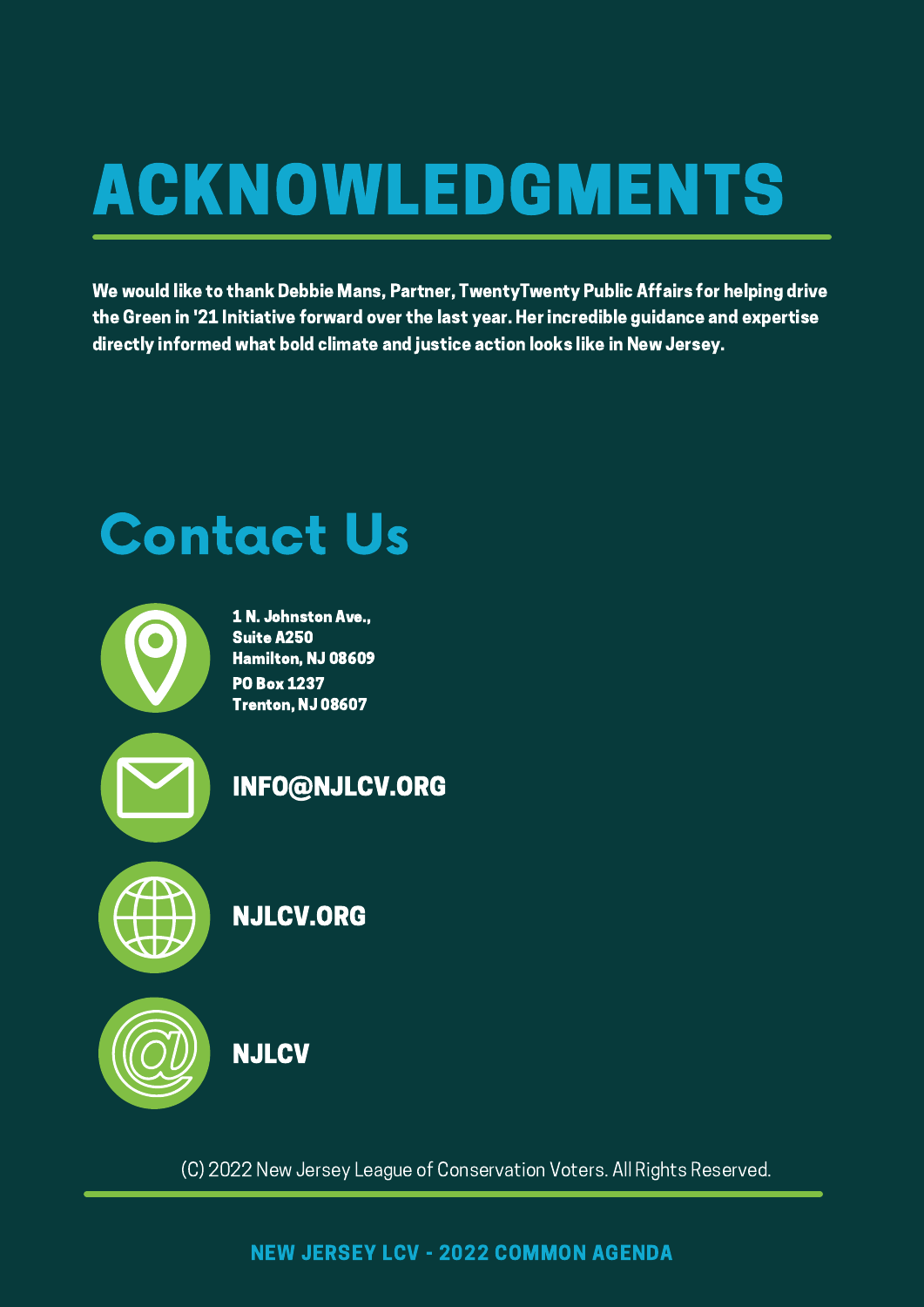# ACKNOWLEDGMENTS

**We would like to thank Debbie Mans, Partner, TwentyTwenty Public Affairs for helping drive the Green in '21 Initiative forward over the last year. Her incredible guidance and expertise directly informed what bold climate and justice action looks like in New Jersey.**

## Contact Us

**1 N. Johnston Ave.,**
**Suite A250**
**Hamilton, NJ 08609**
**PO Box 1237**
**Trenton, NJ 08607**

**INFO@NJLCV.ORG**

**NJLCV.ORG**

**NJLCV**

(C) 2022 New Jersey League of Conservation Voters. All Rights Reserved.